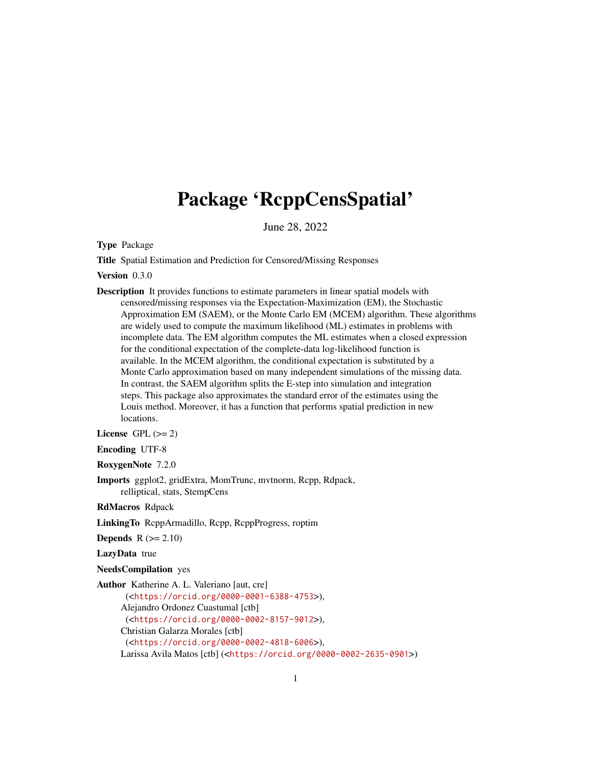# Package 'RcppCensSpatial'

June 28, 2022

**Type** Package

**Title** Spatial Estimation and Prediction for Censored/Missing Responses

**Version** 0.3.0

**Description** It provides functions to estimate parameters in linear spatial models with censored/missing responses via the Expectation-Maximization (EM), the Stochastic Approximation EM (SAEM), or the Monte Carlo EM (MCEM) algorithm. These algorithms are widely used to compute the maximum likelihood (ML) estimates in problems with incomplete data. The EM algorithm computes the ML estimates when a closed expression for the conditional expectation of the complete-data log-likelihood function is available. In the MCEM algorithm, the conditional expectation is substituted by a Monte Carlo approximation based on many independent simulations of the missing data. In contrast, the SAEM algorithm splits the E-step into simulation and integration steps. This package also approximates the standard error of the estimates using the Louis method. Moreover, it has a function that performs spatial prediction in new locations.

**License** GPL (>= 2)

**Encoding** UTF-8

**RoxygenNote** 7.2.0

**Imports** ggplot2, gridExtra, MomTrunc, mvtnorm, Rcpp, Rdpack, relliptical, stats, StempCens

**RdMacros** Rdpack

**LinkingTo** RcppArmadillo, Rcpp, RcppProgress, roptim

**Depends** R (>= 2.10)

**LazyData** true

**NeedsCompilation** yes

**Author** Katherine A. L. Valeriano [aut, cre] (<https://orcid.org/0000-0001-6388-4753>), Alejandro Ordonez Cuastumal [ctb] (<https://orcid.org/0000-0002-8157-9012>), Christian Galarza Morales [ctb] (<https://orcid.org/0000-0002-4818-6006>), Larissa Avila Matos [ctb] (<https://orcid.org/0000-0002-2635-0901>)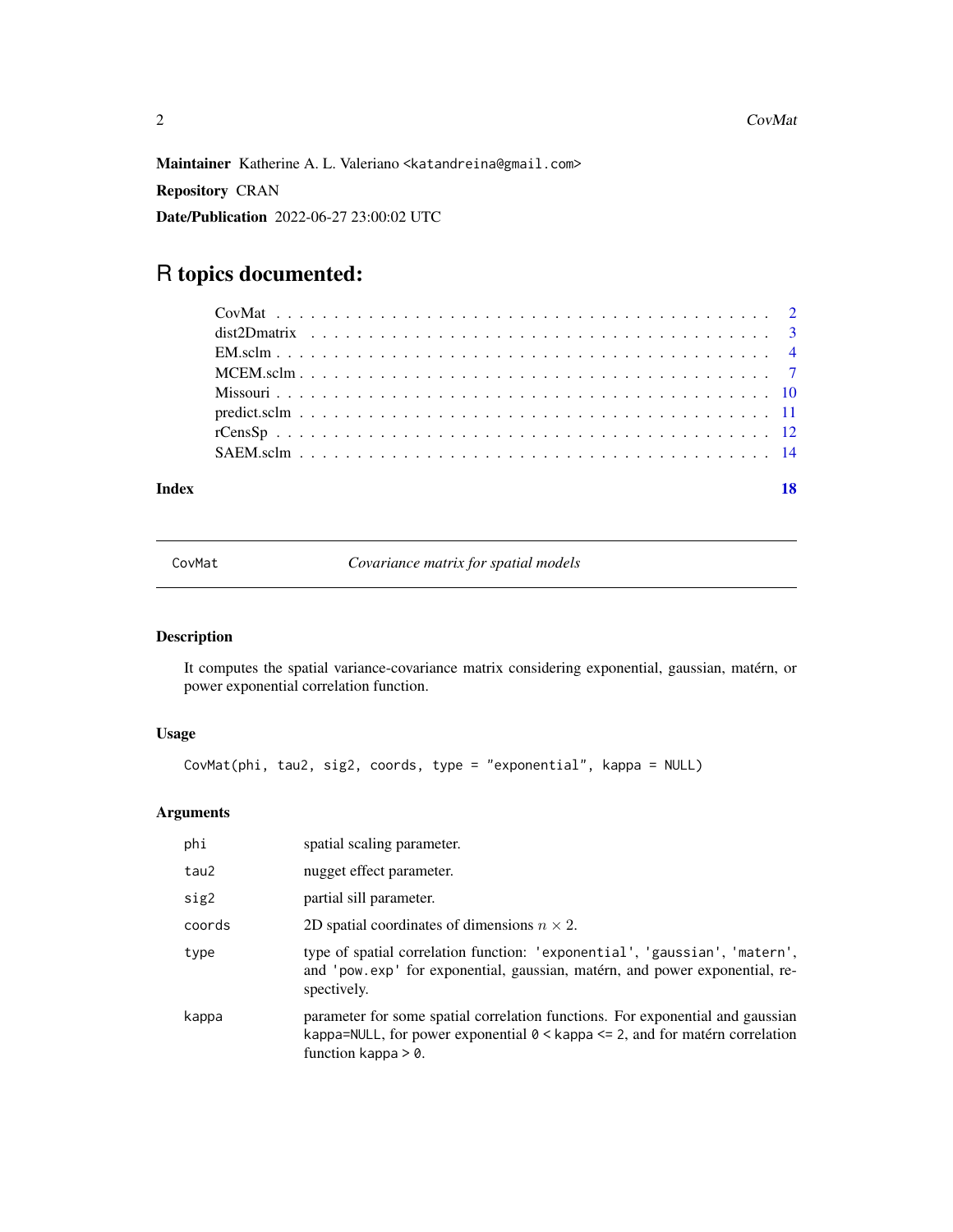**Maintainer** Katherine A. L. Valeriano <katandreina@gmail.com>

**Repository** CRAN

**Date/Publication** 2022-06-27 23:00:02 UTC

# R topics documented:

| | |
|---|---|
| CovMat | 2 |
| dist2Dmatrix | 3 |
| EM.sclm | 4 |
| MCEM.sclm | 7 |
| Missouri | 10 |
| predict.sclm | 11 |
| rCensSp | 12 |
| SAEM.sclm | 14 |
| **Index** | **18** |

---

`CovMat` *Covariance matrix for spatial models*

---

### Description

It computes the spatial variance-covariance matrix considering exponential, gaussian, matérn, or power exponential correlation function.

### Usage

```
CovMat(phi, tau2, sig2, coords, type = "exponential", kappa = NULL)
```

### Arguments

| | |
|---|---|
| `phi` | spatial scaling parameter. |
| `tau2` | nugget effect parameter. |
| `sig2` | partial sill parameter. |
| `coords` | 2D spatial coordinates of dimensions $n \times 2$. |
| `type` | type of spatial correlation function: `'exponential'`, `'gaussian'`, `'matern'`, and `'pow.exp'` for exponential, gaussian, matérn, and power exponential, respectively. |
| `kappa` | parameter for some spatial correlation functions. For exponential and gaussian `kappa=NULL`, for power exponential `0 < kappa <= 2`, and for matérn correlation function `kappa > 0`. |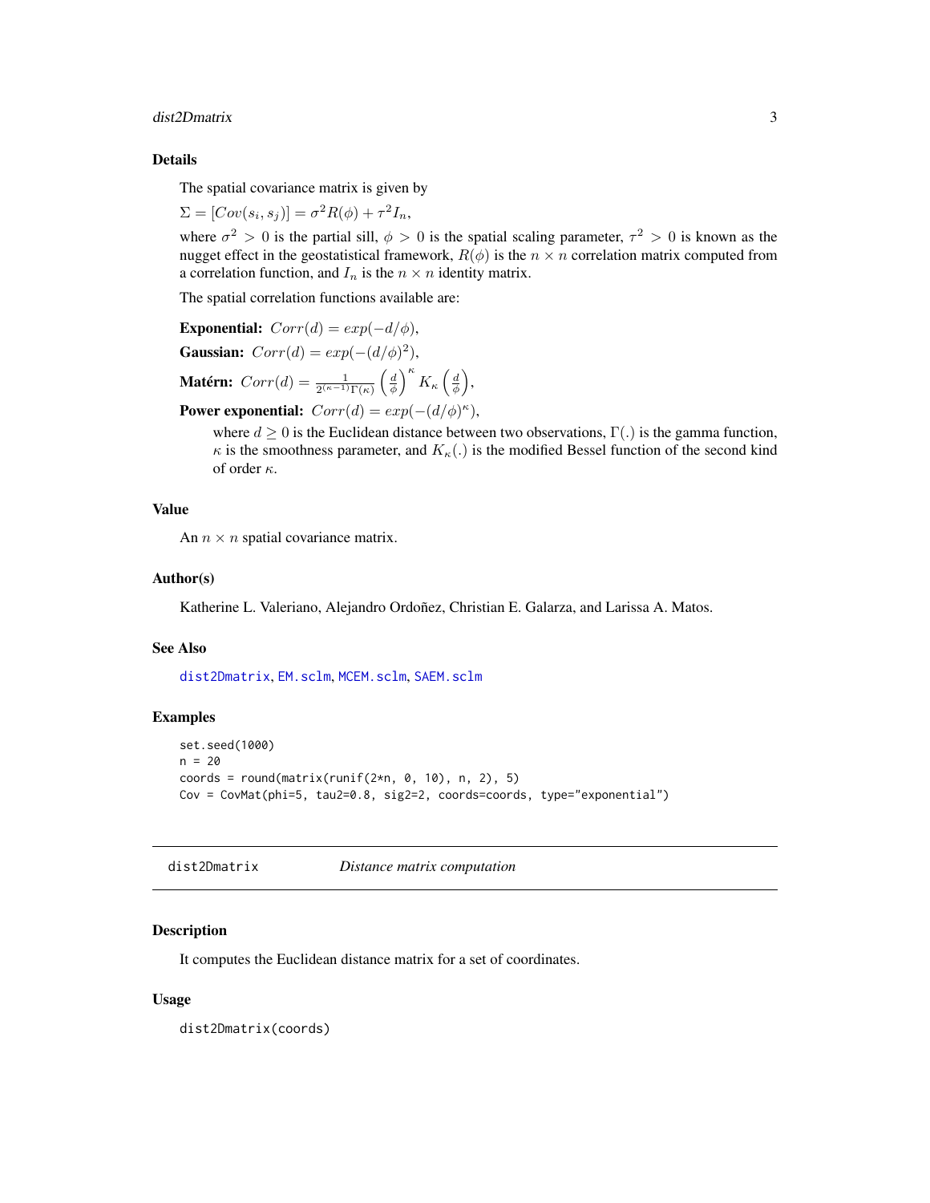### Details

The spatial covariance matrix is given by

$\Sigma = [Cov(s_i, s_j)] = \sigma^2 R(\phi) + \tau^2 I_n$,

where $\sigma^2 > 0$ is the partial sill, $\phi > 0$ is the spatial scaling parameter, $\tau^2 > 0$ is known as the nugget effect in the geostatistical framework, $R(\phi)$ is the $n \times n$ correlation matrix computed from a correlation function, and $I_n$ is the $n \times n$ identity matrix.

The spatial correlation functions available are:

**Exponential:** $Corr(d) = exp(-d/\phi)$,

**Gaussian:** $Corr(d) = exp(-(d/\phi)^2)$,

**Matérn:** $Corr(d) = \frac{1}{2^{(\kappa-1)}\Gamma(\kappa)} \left(\frac{d}{\phi}\right)^{\kappa} K_\kappa \left(\frac{d}{\phi}\right)$,

**Power exponential:** $Corr(d) = exp(-(d/\phi)^\kappa)$,

where $d \geq 0$ is the Euclidean distance between two observations, $\Gamma(.)$ is the gamma function, $\kappa$ is the smoothness parameter, and $K_\kappa(.)$ is the modified Bessel function of the second kind of order $\kappa$.

### Value

An $n \times n$ spatial covariance matrix.

### Author(s)

Katherine L. Valeriano, Alejandro Ordoñez, Christian E. Galarza, and Larissa A. Matos.

### See Also

dist2Dmatrix, EM.sclm, MCEM.sclm, SAEM.sclm

### Examples

```
set.seed(1000)
n = 20
coords = round(matrix(runif(2*n, 0, 10), n, 2), 5)
Cov = CovMat(phi=5, tau2=0.8, sig2=2, coords=coords, type="exponential")
```

---

## dist2Dmatrix *Distance matrix computation*

### Description

It computes the Euclidean distance matrix for a set of coordinates.

### Usage

```
dist2Dmatrix(coords)
```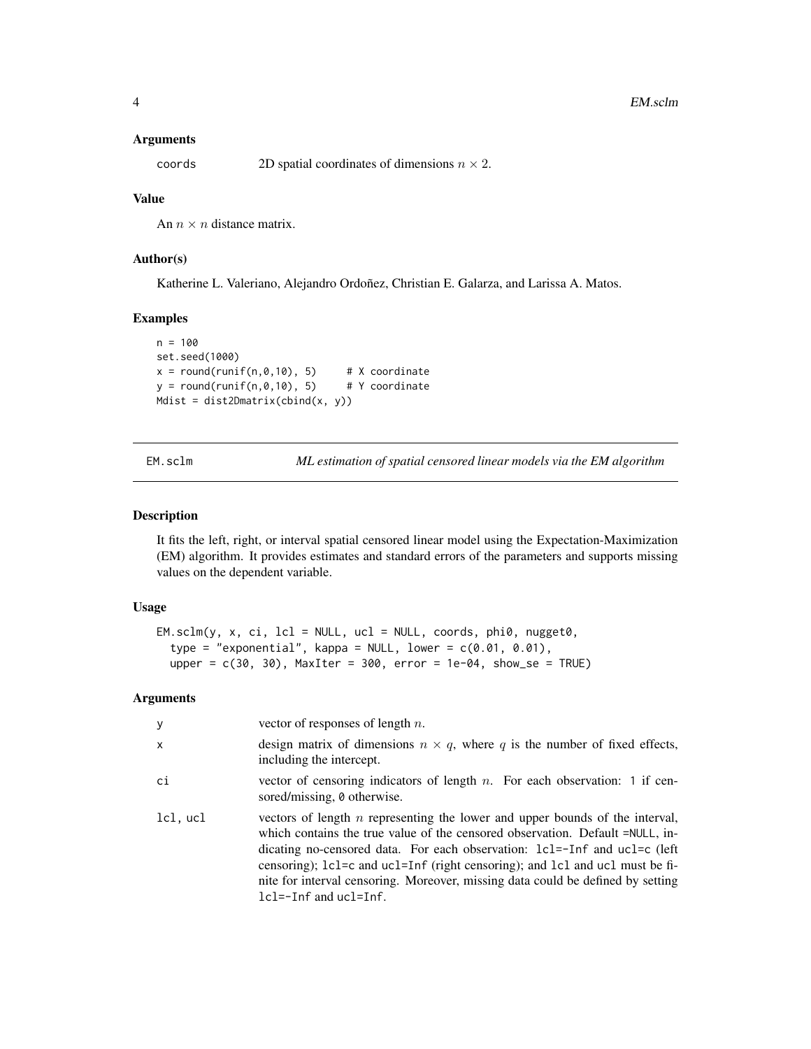### Arguments

coords — 2D spatial coordinates of dimensions $n \times 2$.

### Value

An $n \times n$ distance matrix.

### Author(s)

Katherine L. Valeriano, Alejandro Ordoñez, Christian E. Galarza, and Larissa A. Matos.

### Examples

```
n = 100
set.seed(1000)
x = round(runif(n,0,10), 5)     # X coordinate
y = round(runif(n,0,10), 5)     # Y coordinate
Mdist = dist2Dmatrix(cbind(x, y))
```

---

## EM.sclm — *ML estimation of spatial censored linear models via the EM algorithm*

### Description

It fits the left, right, or interval spatial censored linear model using the Expectation-Maximization (EM) algorithm. It provides estimates and standard errors of the parameters and supports missing values on the dependent variable.

### Usage

```
EM.sclm(y, x, ci, lcl = NULL, ucl = NULL, coords, phi0, nugget0,
  type = "exponential", kappa = NULL, lower = c(0.01, 0.01),
  upper = c(30, 30), MaxIter = 300, error = 1e-04, show_se = TRUE)
```

### Arguments

| Argument | Description |
|---|---|
| y | vector of responses of length $n$. |
| x | design matrix of dimensions $n \times q$, where $q$ is the number of fixed effects, including the intercept. |
| ci | vector of censoring indicators of length $n$. For each observation: 1 if censored/missing, 0 otherwise. |
| lcl, ucl | vectors of length $n$ representing the lower and upper bounds of the interval, which contains the true value of the censored observation. Default =NULL, indicating no-censored data. For each observation: lcl=-Inf and ucl=c (left censoring); lcl=c and ucl=Inf (right censoring); and lcl and ucl must be finite for interval censoring. Moreover, missing data could be defined by setting lcl=-Inf and ucl=Inf. |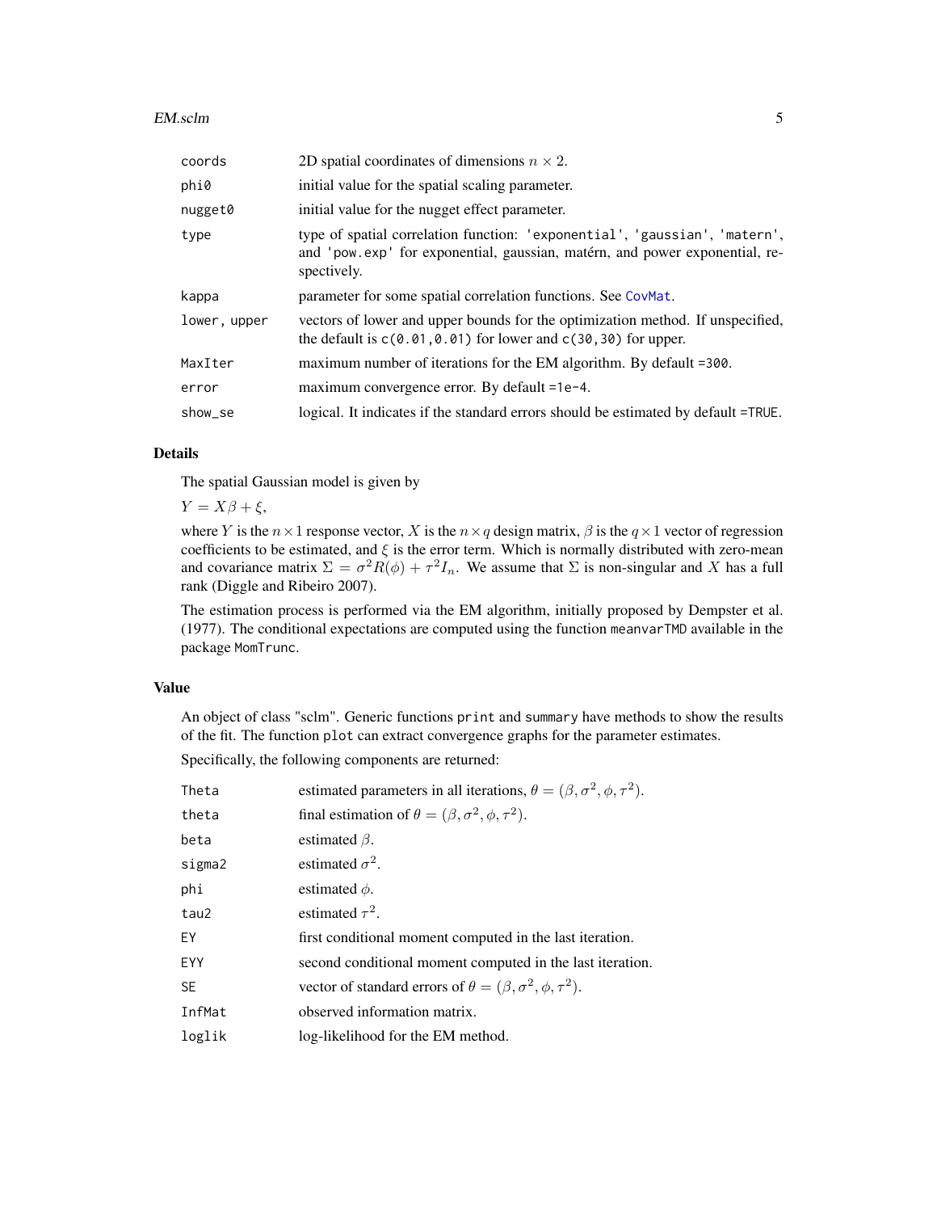| | |
|---|---|
| coords | 2D spatial coordinates of dimensions $n \times 2$. |
| phi0 | initial value for the spatial scaling parameter. |
| nugget0 | initial value for the nugget effect parameter. |
| type | type of spatial correlation function: 'exponential', 'gaussian', 'matern', and 'pow.exp' for exponential, gaussian, matérn, and power exponential, respectively. |
| kappa | parameter for some spatial correlation functions. See CovMat. |
| lower, upper | vectors of lower and upper bounds for the optimization method. If unspecified, the default is c(0.01,0.01) for lower and c(30,30) for upper. |
| MaxIter | maximum number of iterations for the EM algorithm. By default =300. |
| error | maximum convergence error. By default =1e-4. |
| show_se | logical. It indicates if the standard errors should be estimated by default =TRUE. |

## Details

The spatial Gaussian model is given by

$Y = X\beta + \xi,$

where $Y$ is the $n \times 1$ response vector, $X$ is the $n \times q$ design matrix, $\beta$ is the $q \times 1$ vector of regression coefficients to be estimated, and $\xi$ is the error term. Which is normally distributed with zero-mean and covariance matrix $\Sigma = \sigma^2 R(\phi) + \tau^2 I_n$. We assume that $\Sigma$ is non-singular and $X$ has a full rank (Diggle and Ribeiro 2007).

The estimation process is performed via the EM algorithm, initially proposed by Dempster et al. (1977). The conditional expectations are computed using the function meanvarTMD available in the package MomTrunc.

## Value

An object of class "sclm". Generic functions print and summary have methods to show the results of the fit. The function plot can extract convergence graphs for the parameter estimates.

Specifically, the following components are returned:

| | |
|---|---|
| Theta | estimated parameters in all iterations, $\theta = (\beta, \sigma^2, \phi, \tau^2)$. |
| theta | final estimation of $\theta = (\beta, \sigma^2, \phi, \tau^2)$. |
| beta | estimated $\beta$. |
| sigma2 | estimated $\sigma^2$. |
| phi | estimated $\phi$. |
| tau2 | estimated $\tau^2$. |
| EY | first conditional moment computed in the last iteration. |
| EYY | second conditional moment computed in the last iteration. |
| SE | vector of standard errors of $\theta = (\beta, \sigma^2, \phi, \tau^2)$. |
| InfMat | observed information matrix. |
| loglik | log-likelihood for the EM method. |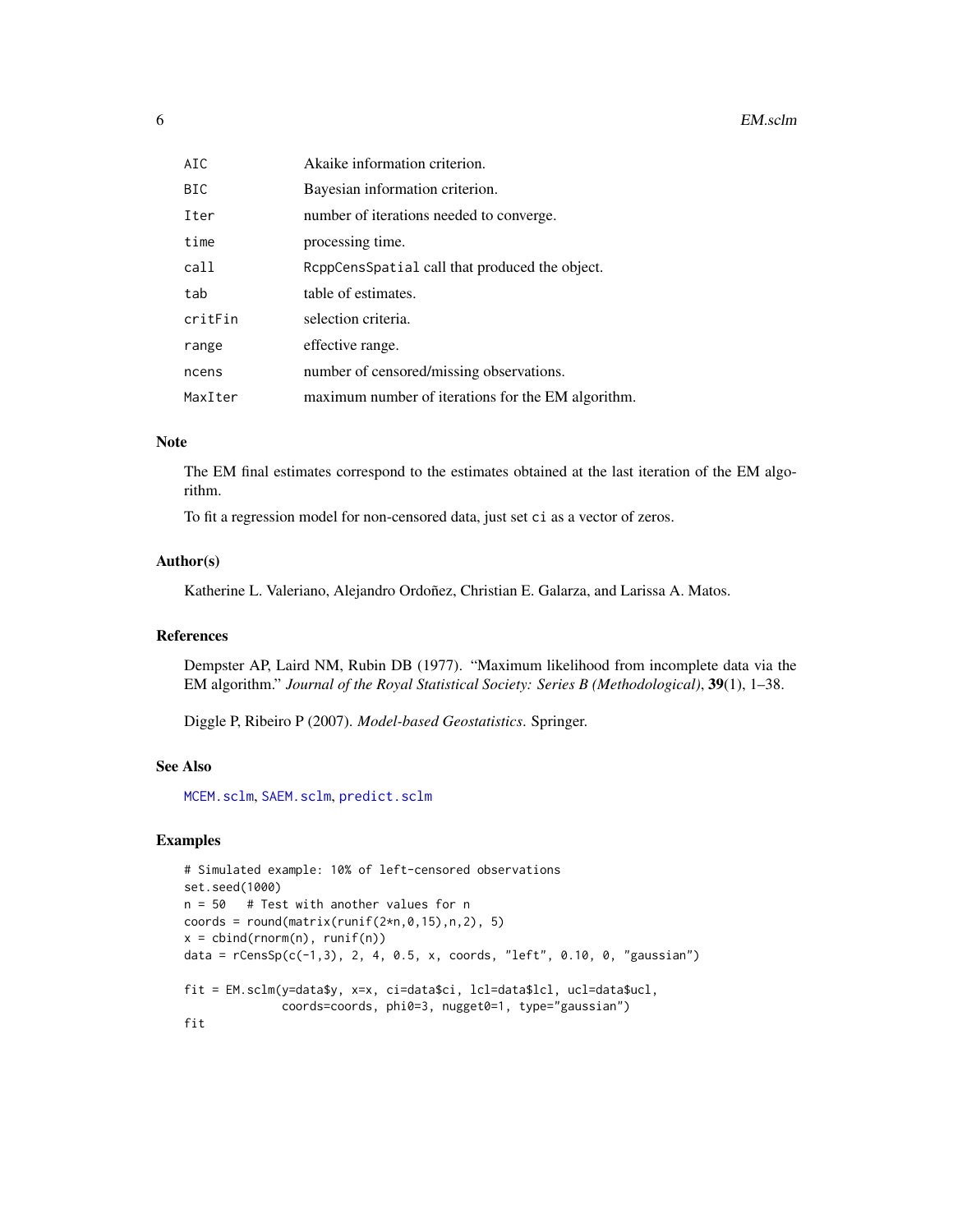| | |
|---|---|
| AIC | Akaike information criterion. |
| BIC | Bayesian information criterion. |
| Iter | number of iterations needed to converge. |
| time | processing time. |
| call | RcppCensSpatial call that produced the object. |
| tab | table of estimates. |
| critFin | selection criteria. |
| range | effective range. |
| ncens | number of censored/missing observations. |
| MaxIter | maximum number of iterations for the EM algorithm. |

## Note

The EM final estimates correspond to the estimates obtained at the last iteration of the EM algorithm.

To fit a regression model for non-censored data, just set ci as a vector of zeros.

## Author(s)

Katherine L. Valeriano, Alejandro Ordoñez, Christian E. Galarza, and Larissa A. Matos.

## References

Dempster AP, Laird NM, Rubin DB (1977). "Maximum likelihood from incomplete data via the EM algorithm." *Journal of the Royal Statistical Society: Series B (Methodological)*, **39**(1), 1–38.

Diggle P, Ribeiro P (2007). *Model-based Geostatistics*. Springer.

## See Also

MCEM.sclm, SAEM.sclm, predict.sclm

## Examples

```
# Simulated example: 10% of left-censored observations
set.seed(1000)
n = 50   # Test with another values for n
coords = round(matrix(runif(2*n,0,15),n,2), 5)
x = cbind(rnorm(n), runif(n))
data = rCensSp(c(-1,3), 2, 4, 0.5, x, coords, "left", 0.10, 0, "gaussian")

fit = EM.sclm(y=data$y, x=x, ci=data$ci, lcl=data$lcl, ucl=data$ucl,
              coords=coords, phi0=3, nugget0=1, type="gaussian")
fit
```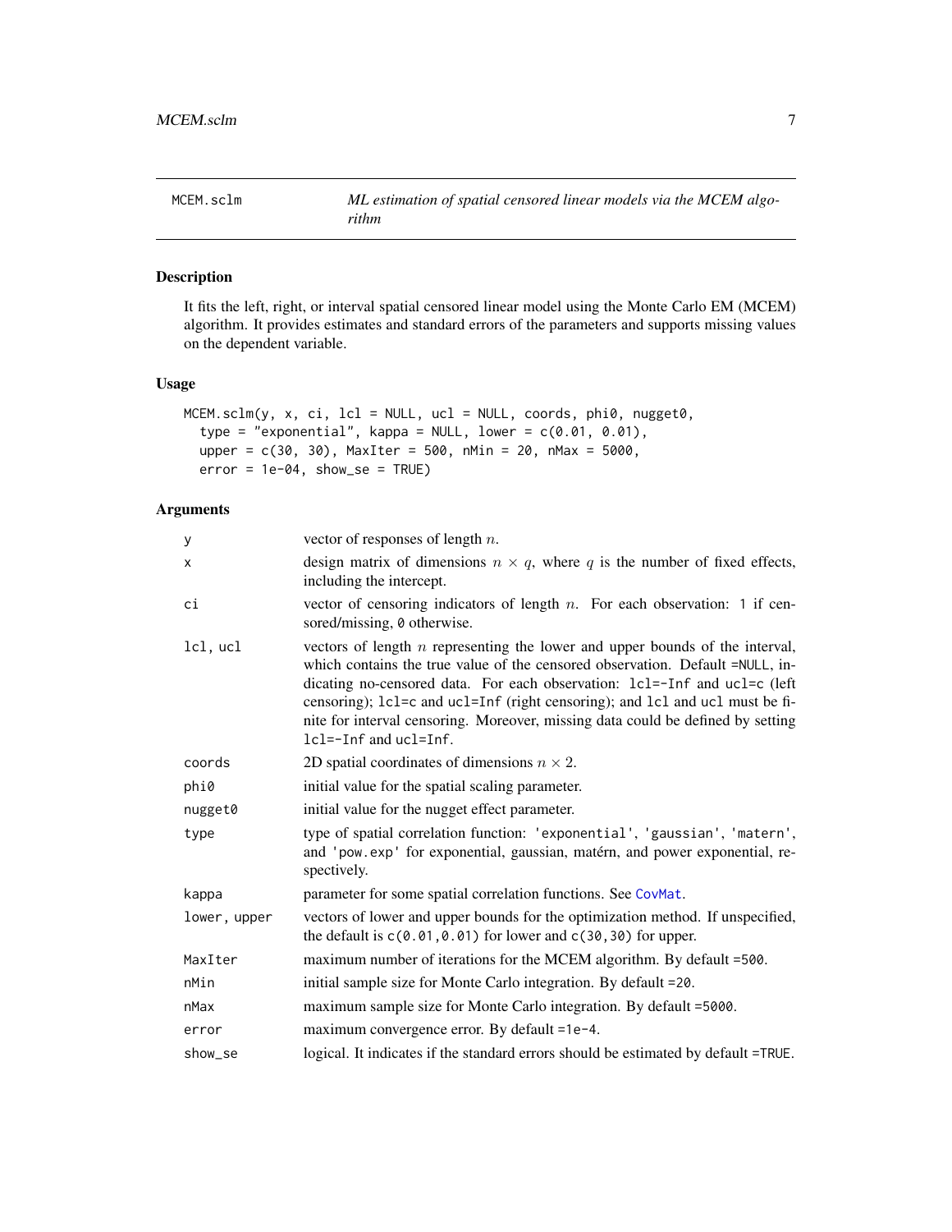MCEM.sclm — *ML estimation of spatial censored linear models via the MCEM algorithm*

## Description

It fits the left, right, or interval spatial censored linear model using the Monte Carlo EM (MCEM) algorithm. It provides estimates and standard errors of the parameters and supports missing values on the dependent variable.

## Usage

```
MCEM.sclm(y, x, ci, lcl = NULL, ucl = NULL, coords, phi0, nugget0,
  type = "exponential", kappa = NULL, lower = c(0.01, 0.01),
  upper = c(30, 30), MaxIter = 500, nMin = 20, nMax = 5000,
  error = 1e-04, show_se = TRUE)
```

## Arguments

| | |
|---|---|
| `y` | vector of responses of length $n$. |
| `x` | design matrix of dimensions $n \times q$, where $q$ is the number of fixed effects, including the intercept. |
| `ci` | vector of censoring indicators of length $n$. For each observation: `1` if censored/missing, `0` otherwise. |
| `lcl, ucl` | vectors of length $n$ representing the lower and upper bounds of the interval, which contains the true value of the censored observation. Default `=NULL`, indicating no-censored data. For each observation: `lcl=-Inf` and `ucl=c` (left censoring); `lcl=c` and `ucl=Inf` (right censoring); and `lcl` and `ucl` must be finite for interval censoring. Moreover, missing data could be defined by setting `lcl=-Inf` and `ucl=Inf`. |
| `coords` | 2D spatial coordinates of dimensions $n \times 2$. |
| `phi0` | initial value for the spatial scaling parameter. |
| `nugget0` | initial value for the nugget effect parameter. |
| `type` | type of spatial correlation function: `'exponential'`, `'gaussian'`, `'matern'`, and `'pow.exp'` for exponential, gaussian, matérn, and power exponential, respectively. |
| `kappa` | parameter for some spatial correlation functions. See `CovMat`. |
| `lower, upper` | vectors of lower and upper bounds for the optimization method. If unspecified, the default is `c(0.01,0.01)` for lower and `c(30,30)` for upper. |
| `MaxIter` | maximum number of iterations for the MCEM algorithm. By default `=500`. |
| `nMin` | initial sample size for Monte Carlo integration. By default `=20`. |
| `nMax` | maximum sample size for Monte Carlo integration. By default `=5000`. |
| `error` | maximum convergence error. By default `=1e-4`. |
| `show_se` | logical. It indicates if the standard errors should be estimated by default `=TRUE`. |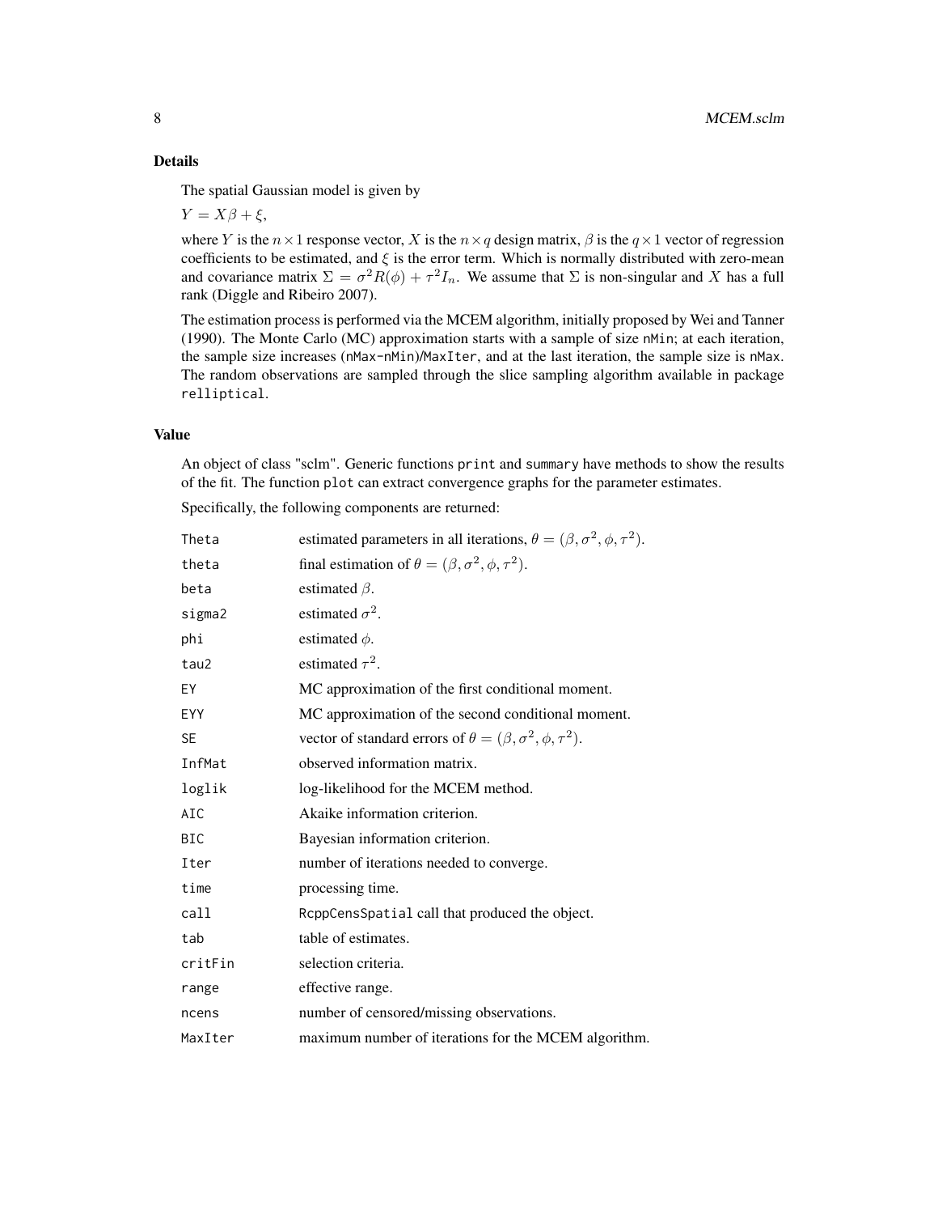## Details

The spatial Gaussian model is given by

$Y = X\beta + \xi,$

where $Y$ is the $n \times 1$ response vector, $X$ is the $n \times q$ design matrix, $\beta$ is the $q \times 1$ vector of regression coefficients to be estimated, and $\xi$ is the error term. Which is normally distributed with zero-mean and covariance matrix $\Sigma = \sigma^2 R(\phi) + \tau^2 I_n$. We assume that $\Sigma$ is non-singular and $X$ has a full rank (Diggle and Ribeiro 2007).

The estimation process is performed via the MCEM algorithm, initially proposed by Wei and Tanner (1990). The Monte Carlo (MC) approximation starts with a sample of size `nMin`; at each iteration, the sample size increases (`nMax-nMin`)/`MaxIter`, and at the last iteration, the sample size is `nMax`. The random observations are sampled through the slice sampling algorithm available in package `relliptical`.

## Value

An object of class "sclm". Generic functions `print` and `summary` have methods to show the results of the fit. The function `plot` can extract convergence graphs for the parameter estimates.

Specifically, the following components are returned:

| | |
|---|---|
| `Theta` | estimated parameters in all iterations, $\theta = (\beta, \sigma^2, \phi, \tau^2)$. |
| `theta` | final estimation of $\theta = (\beta, \sigma^2, \phi, \tau^2)$. |
| `beta` | estimated $\beta$. |
| `sigma2` | estimated $\sigma^2$. |
| `phi` | estimated $\phi$. |
| `tau2` | estimated $\tau^2$. |
| `EY` | MC approximation of the first conditional moment. |
| `EYY` | MC approximation of the second conditional moment. |
| `SE` | vector of standard errors of $\theta = (\beta, \sigma^2, \phi, \tau^2)$. |
| `InfMat` | observed information matrix. |
| `loglik` | log-likelihood for the MCEM method. |
| `AIC` | Akaike information criterion. |
| `BIC` | Bayesian information criterion. |
| `Iter` | number of iterations needed to converge. |
| `time` | processing time. |
| `call` | `RcppCensSpatial` call that produced the object. |
| `tab` | table of estimates. |
| `critFin` | selection criteria. |
| `range` | effective range. |
| `ncens` | number of censored/missing observations. |
| `MaxIter` | maximum number of iterations for the MCEM algorithm. |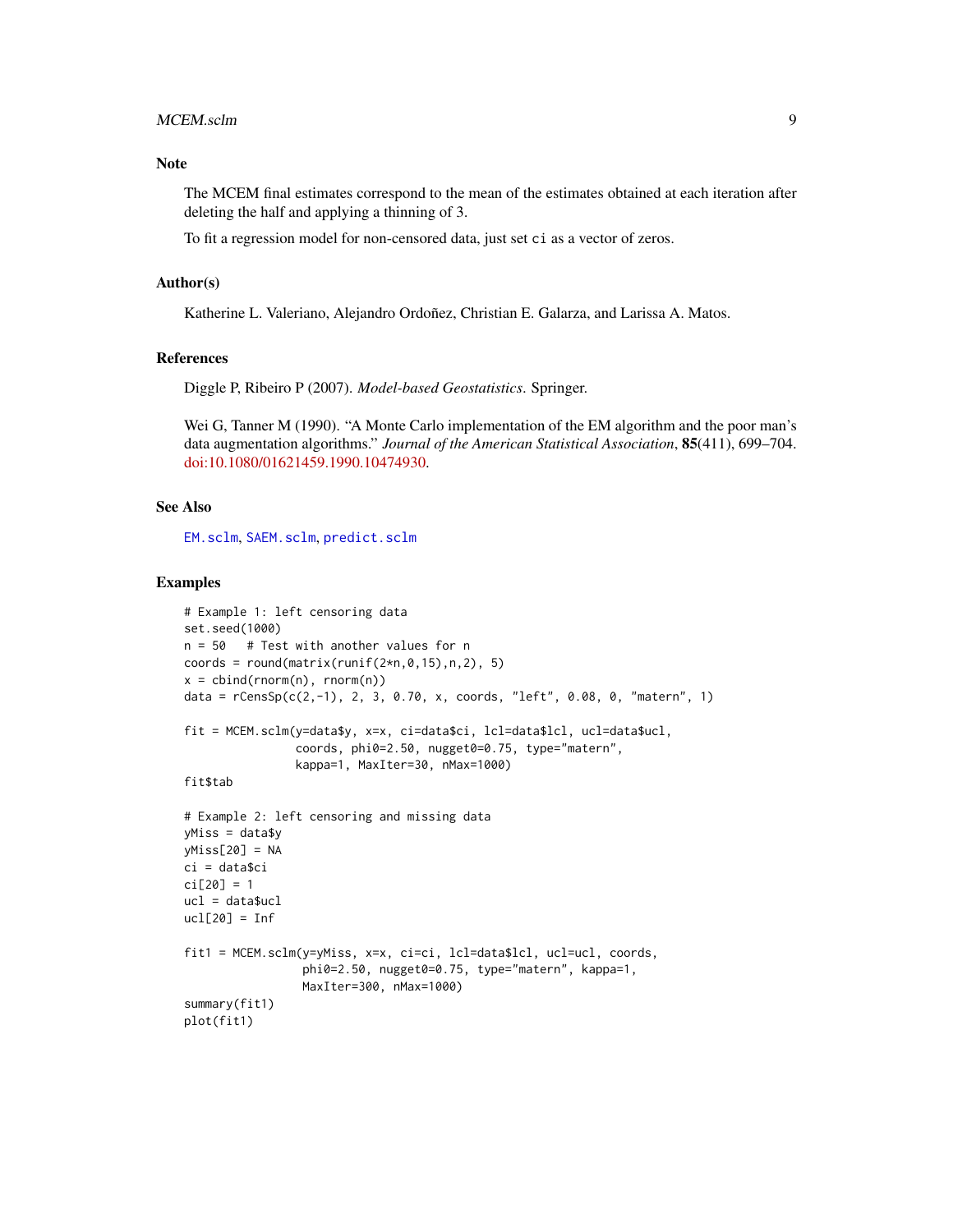## Note

The MCEM final estimates correspond to the mean of the estimates obtained at each iteration after deleting the half and applying a thinning of 3.

To fit a regression model for non-censored data, just set `ci` as a vector of zeros.

## Author(s)

Katherine L. Valeriano, Alejandro Ordoñez, Christian E. Galarza, and Larissa A. Matos.

## References

Diggle P, Ribeiro P (2007). *Model-based Geostatistics*. Springer.

Wei G, Tanner M (1990). "A Monte Carlo implementation of the EM algorithm and the poor man's data augmentation algorithms." *Journal of the American Statistical Association*, **85**(411), 699–704. doi:10.1080/01621459.1990.10474930.

## See Also

`EM.sclm`, `SAEM.sclm`, `predict.sclm`

## Examples

```
# Example 1: left censoring data
set.seed(1000)
n = 50   # Test with another values for n
coords = round(matrix(runif(2*n,0,15),n,2), 5)
x = cbind(rnorm(n), rnorm(n))
data = rCensSp(c(2,-1), 2, 3, 0.70, x, coords, "left", 0.08, 0, "matern", 1)

fit = MCEM.sclm(y=data$y, x=x, ci=data$ci, lcl=data$lcl, ucl=data$ucl,
                coords, phi0=2.50, nugget0=0.75, type="matern",
                kappa=1, MaxIter=30, nMax=1000)
fit$tab

# Example 2: left censoring and missing data
yMiss = data$y
yMiss[20] = NA
ci = data$ci
ci[20] = 1
ucl = data$ucl
ucl[20] = Inf

fit1 = MCEM.sclm(y=yMiss, x=x, ci=ci, lcl=data$lcl, ucl=ucl, coords,
                 phi0=2.50, nugget0=0.75, type="matern", kappa=1,
                 MaxIter=300, nMax=1000)
summary(fit1)
plot(fit1)
```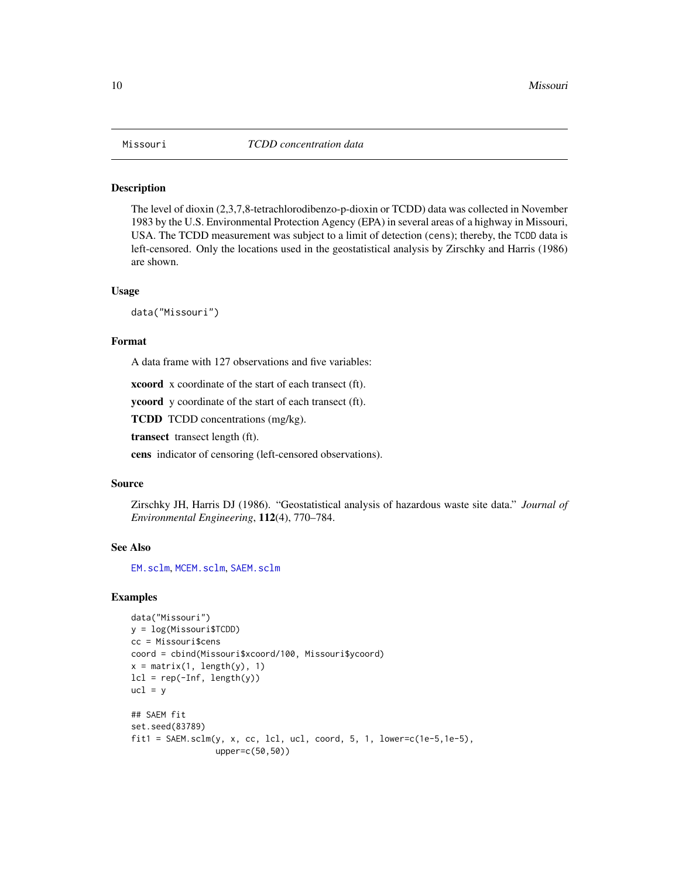# Missouri — *TCDD concentration data*

## Description

The level of dioxin (2,3,7,8-tetrachlorodibenzo-p-dioxin or TCDD) data was collected in November 1983 by the U.S. Environmental Protection Agency (EPA) in several areas of a highway in Missouri, USA. The TCDD measurement was subject to a limit of detection (`cens`); thereby, the `TCDD` data is left-censored. Only the locations used in the geostatistical analysis by Zirschky and Harris (1986) are shown.

## Usage

```
data("Missouri")
```

## Format

A data frame with 127 observations and five variables:

**xcoord** x coordinate of the start of each transect (ft).

**ycoord** y coordinate of the start of each transect (ft).

**TCDD** TCDD concentrations (mg/kg).

**transect** transect length (ft).

**cens** indicator of censoring (left-censored observations).

## Source

Zirschky JH, Harris DJ (1986). "Geostatistical analysis of hazardous waste site data." *Journal of Environmental Engineering*, **112**(4), 770–784.

## See Also

`EM.sclm`, `MCEM.sclm`, `SAEM.sclm`

## Examples

```
data("Missouri")
y = log(Missouri$TCDD)
cc = Missouri$cens
coord = cbind(Missouri$xcoord/100, Missouri$ycoord)
x = matrix(1, length(y), 1)
lcl = rep(-Inf, length(y))
ucl = y

## SAEM fit
set.seed(83789)
fit1 = SAEM.sclm(y, x, cc, lcl, ucl, coord, 5, 1, lower=c(1e-5,1e-5),
                 upper=c(50,50))
```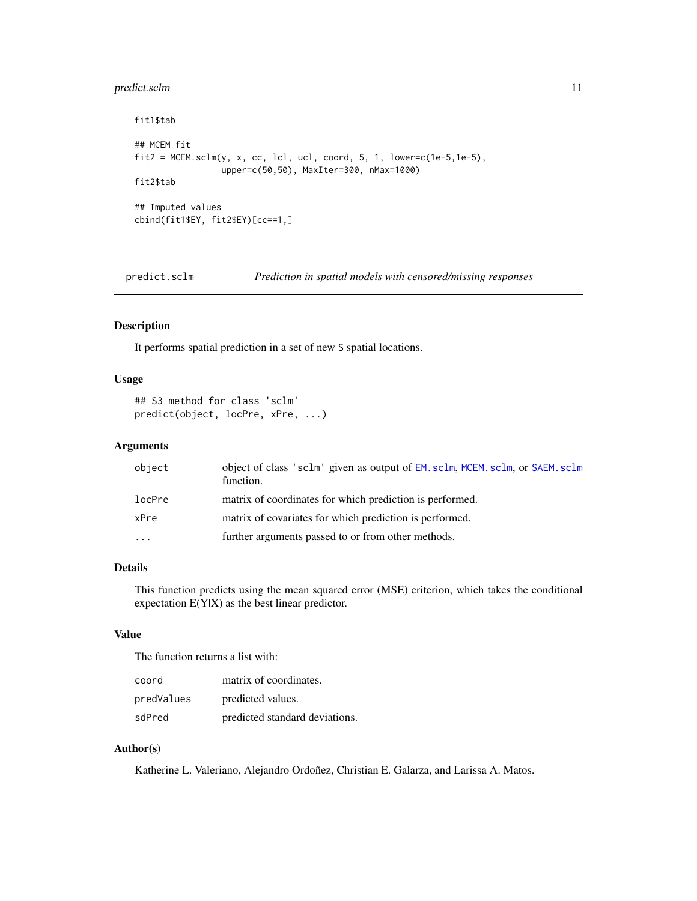```
fit1$tab

## MCEM fit
fit2 = MCEM.sclm(y, x, cc, lcl, ucl, coord, 5, 1, lower=c(1e-5,1e-5),
                 upper=c(50,50), MaxIter=300, nMax=1000)
fit2$tab

## Imputed values
cbind(fit1$EY, fit2$EY)[cc==1,]
```

## predict.sclm — *Prediction in spatial models with censored/missing responses*

### Description

It performs spatial prediction in a set of new `S` spatial locations.

### Usage

```
## S3 method for class 'sclm'
predict(object, locPre, xPre, ...)
```

### Arguments

| | |
|---|---|
| `object` | object of class `'sclm'` given as output of `EM.sclm`, `MCEM.sclm`, or `SAEM.sclm` function. |
| `locPre` | matrix of coordinates for which prediction is performed. |
| `xPre` | matrix of covariates for which prediction is performed. |
| `...` | further arguments passed to or from other methods. |

### Details

This function predicts using the mean squared error (MSE) criterion, which takes the conditional expectation E(Y|X) as the best linear predictor.

### Value

The function returns a list with:

| | |
|---|---|
| `coord` | matrix of coordinates. |
| `predValues` | predicted values. |
| `sdPred` | predicted standard deviations. |

### Author(s)

Katherine L. Valeriano, Alejandro Ordoñez, Christian E. Galarza, and Larissa A. Matos.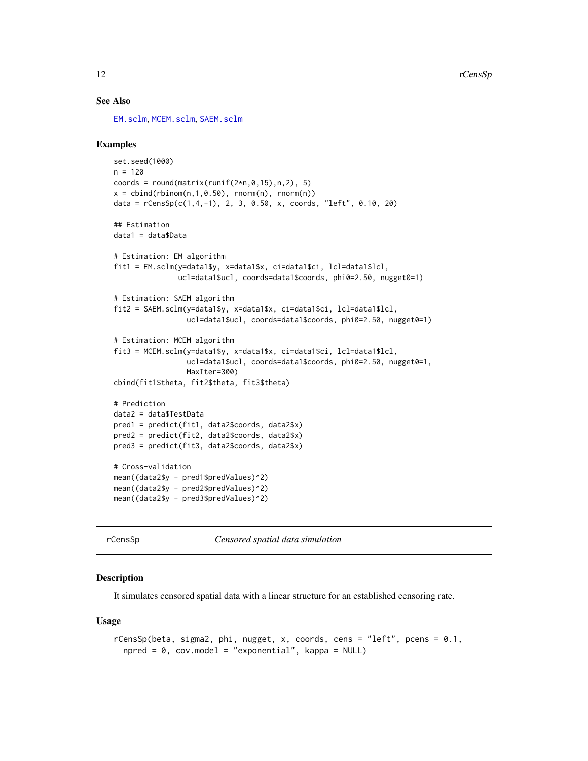### See Also

EM.sclm, MCEM.sclm, SAEM.sclm

### Examples

```
set.seed(1000)
n = 120
coords = round(matrix(runif(2*n,0,15),n,2), 5)
x = cbind(rbinom(n,1,0.50), rnorm(n), rnorm(n))
data = rCensSp(c(1,4,-1), 2, 3, 0.50, x, coords, "left", 0.10, 20)

## Estimation
data1 = data$Data

# Estimation: EM algorithm
fit1 = EM.sclm(y=data1$y, x=data1$x, ci=data1$ci, lcl=data1$lcl,
               ucl=data1$ucl, coords=data1$coords, phi0=2.50, nugget0=1)

# Estimation: SAEM algorithm
fit2 = SAEM.sclm(y=data1$y, x=data1$x, ci=data1$ci, lcl=data1$lcl,
                 ucl=data1$ucl, coords=data1$coords, phi0=2.50, nugget0=1)

# Estimation: MCEM algorithm
fit3 = MCEM.sclm(y=data1$y, x=data1$x, ci=data1$ci, lcl=data1$lcl,
                 ucl=data1$ucl, coords=data1$coords, phi0=2.50, nugget0=1,
                 MaxIter=300)
cbind(fit1$theta, fit2$theta, fit3$theta)

# Prediction
data2 = data$TestData
pred1 = predict(fit1, data2$coords, data2$x)
pred2 = predict(fit2, data2$coords, data2$x)
pred3 = predict(fit3, data2$coords, data2$x)

# Cross-validation
mean((data2$y - pred1$predValues)^2)
mean((data2$y - pred2$predValues)^2)
mean((data2$y - pred3$predValues)^2)
```

---

## rCensSp — *Censored spatial data simulation*

### Description

It simulates censored spatial data with a linear structure for an established censoring rate.

### Usage

```
rCensSp(beta, sigma2, phi, nugget, x, coords, cens = "left", pcens = 0.1,
  npred = 0, cov.model = "exponential", kappa = NULL)
```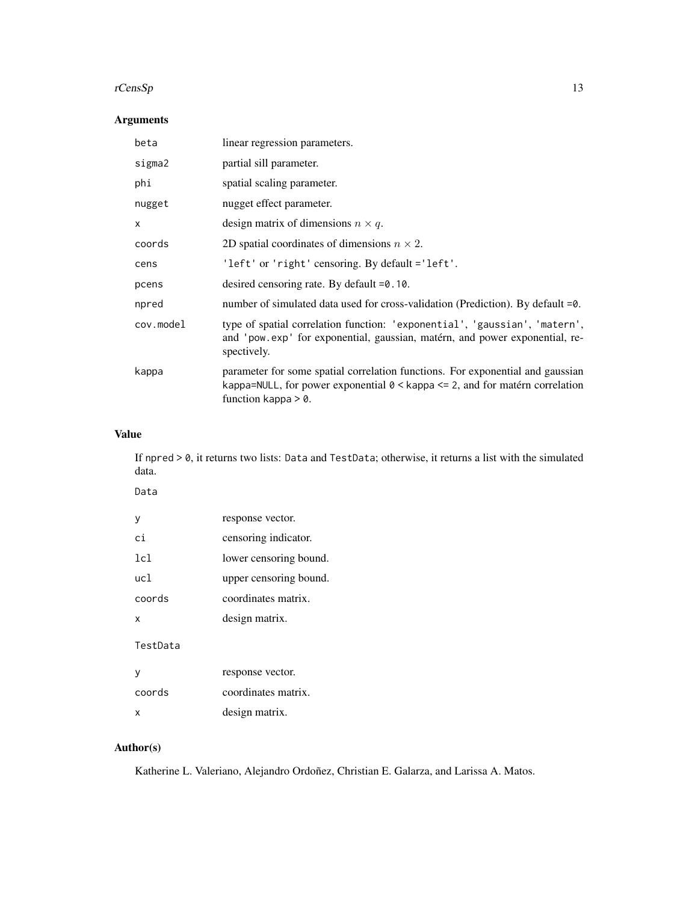## Arguments

| | |
|---|---|
| `beta` | linear regression parameters. |
| `sigma2` | partial sill parameter. |
| `phi` | spatial scaling parameter. |
| `nugget` | nugget effect parameter. |
| `x` | design matrix of dimensions $n \times q$. |
| `coords` | 2D spatial coordinates of dimensions $n \times 2$. |
| `cens` | `'left'` or `'right'` censoring. By default `='left'`. |
| `pcens` | desired censoring rate. By default `=0.10`. |
| `npred` | number of simulated data used for cross-validation (Prediction). By default `=0`. |
| `cov.model` | type of spatial correlation function: `'exponential'`, `'gaussian'`, `'matern'`, and `'pow.exp'` for exponential, gaussian, matérn, and power exponential, respectively. |
| `kappa` | parameter for some spatial correlation functions. For exponential and gaussian `kappa=NULL`, for power exponential `0 < kappa <= 2`, and for matérn correlation function `kappa > 0`. |

## Value

If `npred > 0`, it returns two lists: `Data` and `TestData`; otherwise, it returns a list with the simulated data.

`Data`

| | |
|---|---|
| `y` | response vector. |
| `ci` | censoring indicator. |
| `lcl` | lower censoring bound. |
| `ucl` | upper censoring bound. |
| `coords` | coordinates matrix. |
| `x` | design matrix. |

`TestData`

| | |
|---|---|
| `y` | response vector. |
| `coords` | coordinates matrix. |
| `x` | design matrix. |

## Author(s)

Katherine L. Valeriano, Alejandro Ordoñez, Christian E. Galarza, and Larissa A. Matos.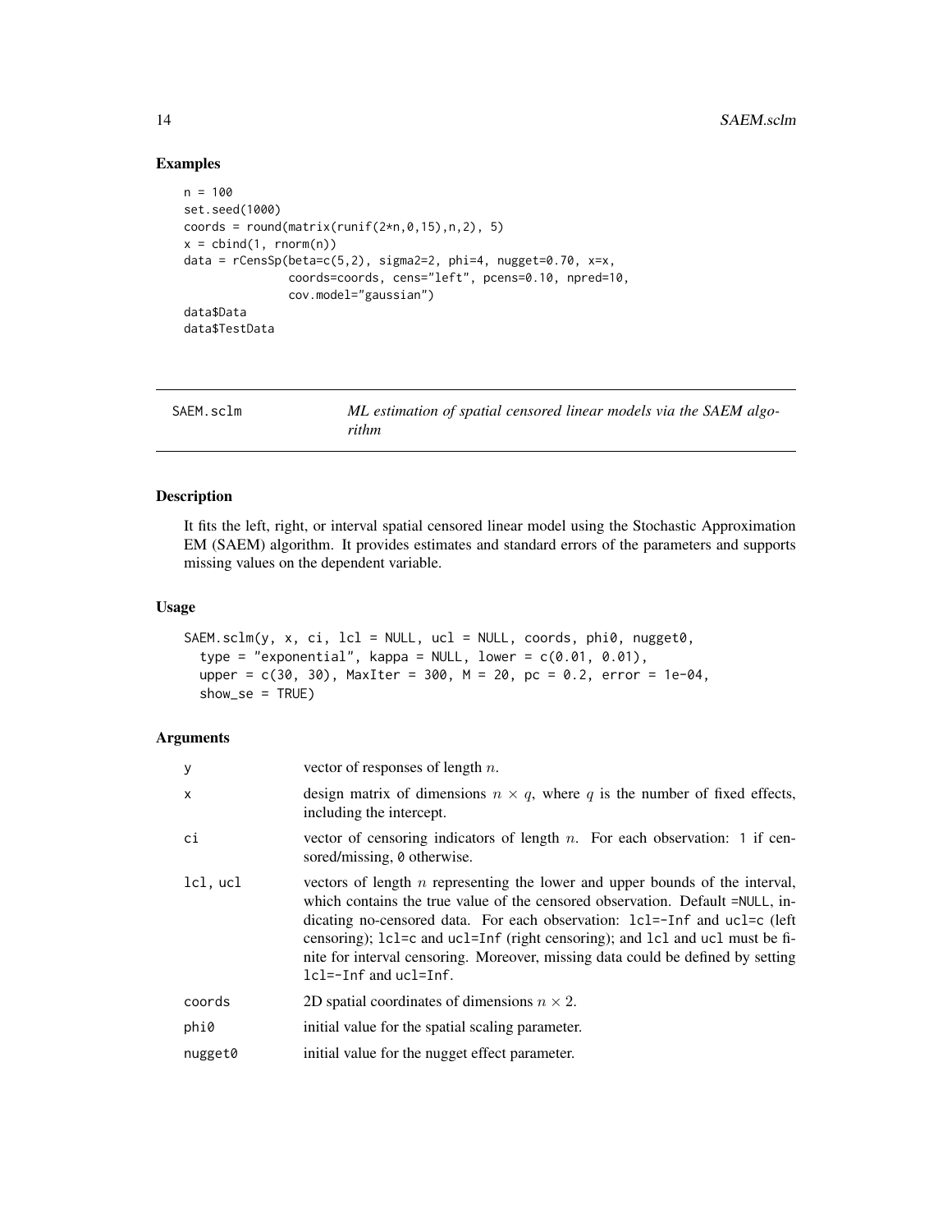## Examples

```
n = 100
set.seed(1000)
coords = round(matrix(runif(2*n,0,15),n,2), 5)
x = cbind(1, rnorm(n))
data = rCensSp(beta=c(5,2), sigma2=2, phi=4, nugget=0.70, x=x,
               coords=coords, cens="left", pcens=0.10, npred=10,
               cov.model="gaussian")
data$Data
data$TestData
```

---

# SAEM.sclm *ML estimation of spatial censored linear models via the SAEM algorithm*

---

## Description

It fits the left, right, or interval spatial censored linear model using the Stochastic Approximation EM (SAEM) algorithm. It provides estimates and standard errors of the parameters and supports missing values on the dependent variable.

## Usage

```
SAEM.sclm(y, x, ci, lcl = NULL, ucl = NULL, coords, phi0, nugget0,
  type = "exponential", kappa = NULL, lower = c(0.01, 0.01),
  upper = c(30, 30), MaxIter = 300, M = 20, pc = 0.2, error = 1e-04,
  show_se = TRUE)
```

## Arguments

| | |
|---|---|
| `y` | vector of responses of length $n$. |
| `x` | design matrix of dimensions $n \times q$, where $q$ is the number of fixed effects, including the intercept. |
| `ci` | vector of censoring indicators of length $n$. For each observation: `1` if censored/missing, `0` otherwise. |
| `lcl, ucl` | vectors of length $n$ representing the lower and upper bounds of the interval, which contains the true value of the censored observation. Default `=NULL`, indicating no-censored data. For each observation: `lcl=-Inf` and `ucl=c` (left censoring); `lcl=c` and `ucl=Inf` (right censoring); and `lcl` and `ucl` must be finite for interval censoring. Moreover, missing data could be defined by setting `lcl=-Inf` and `ucl=Inf`. |
| `coords` | 2D spatial coordinates of dimensions $n \times 2$. |
| `phi0` | initial value for the spatial scaling parameter. |
| `nugget0` | initial value for the nugget effect parameter. |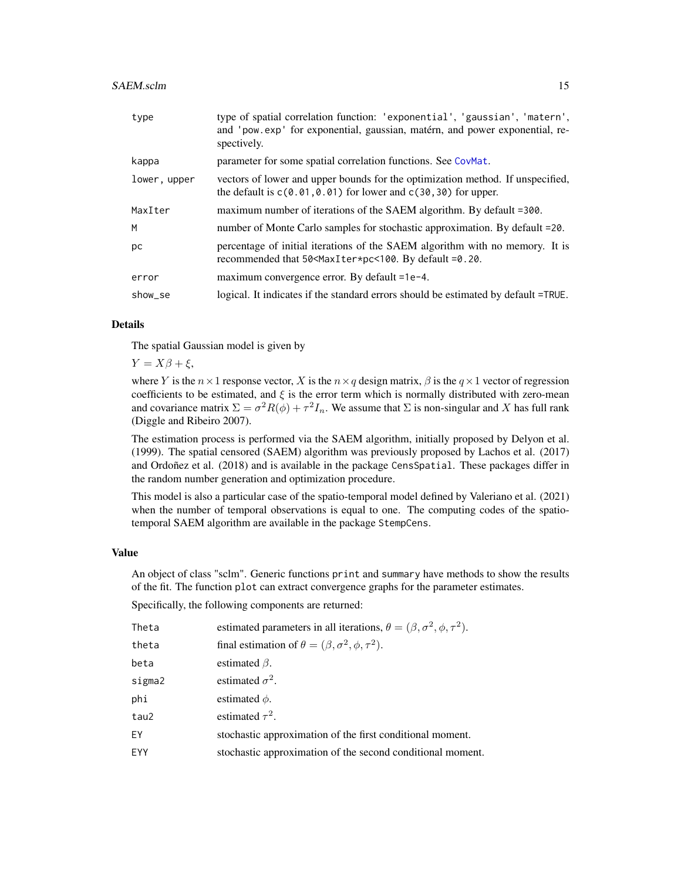| | |
|---|---|
| `type` | type of spatial correlation function: `'exponential'`, `'gaussian'`, `'matern'`, and `'pow.exp'` for exponential, gaussian, matérn, and power exponential, respectively. |
| `kappa` | parameter for some spatial correlation functions. See CovMat. |
| `lower, upper` | vectors of lower and upper bounds for the optimization method. If unspecified, the default is `c(0.01,0.01)` for lower and `c(30,30)` for upper. |
| `MaxIter` | maximum number of iterations of the SAEM algorithm. By default `=300`. |
| `M` | number of Monte Carlo samples for stochastic approximation. By default `=20`. |
| `pc` | percentage of initial iterations of the SAEM algorithm with no memory. It is recommended that `50<MaxIter*pc<100`. By default `=0.20`. |
| `error` | maximum convergence error. By default `=1e-4`. |
| `show_se` | logical. It indicates if the standard errors should be estimated by default `=TRUE`. |

## Details

The spatial Gaussian model is given by

$Y = X\beta + \xi,$

where $Y$ is the $n \times 1$ response vector, $X$ is the $n \times q$ design matrix, $\beta$ is the $q \times 1$ vector of regression coefficients to be estimated, and $\xi$ is the error term which is normally distributed with zero-mean and covariance matrix $\Sigma = \sigma^2 R(\phi) + \tau^2 I_n$. We assume that $\Sigma$ is non-singular and $X$ has full rank (Diggle and Ribeiro 2007).

The estimation process is performed via the SAEM algorithm, initially proposed by Delyon et al. (1999). The spatial censored (SAEM) algorithm was previously proposed by Lachos et al. (2017) and Ordoñez et al. (2018) and is available in the package `CensSpatial`. These packages differ in the random number generation and optimization procedure.

This model is also a particular case of the spatio-temporal model defined by Valeriano et al. (2021) when the number of temporal observations is equal to one. The computing codes of the spatio-temporal SAEM algorithm are available in the package `StempCens`.

## Value

An object of class "sclm". Generic functions `print` and `summary` have methods to show the results of the fit. The function `plot` can extract convergence graphs for the parameter estimates.

Specifically, the following components are returned:

| | |
|---|---|
| `Theta` | estimated parameters in all iterations, $\theta = (\beta, \sigma^2, \phi, \tau^2)$. |
| `theta` | final estimation of $\theta = (\beta, \sigma^2, \phi, \tau^2)$. |
| `beta` | estimated $\beta$. |
| `sigma2` | estimated $\sigma^2$. |
| `phi` | estimated $\phi$. |
| `tau2` | estimated $\tau^2$. |
| `EY` | stochastic approximation of the first conditional moment. |
| `EYY` | stochastic approximation of the second conditional moment. |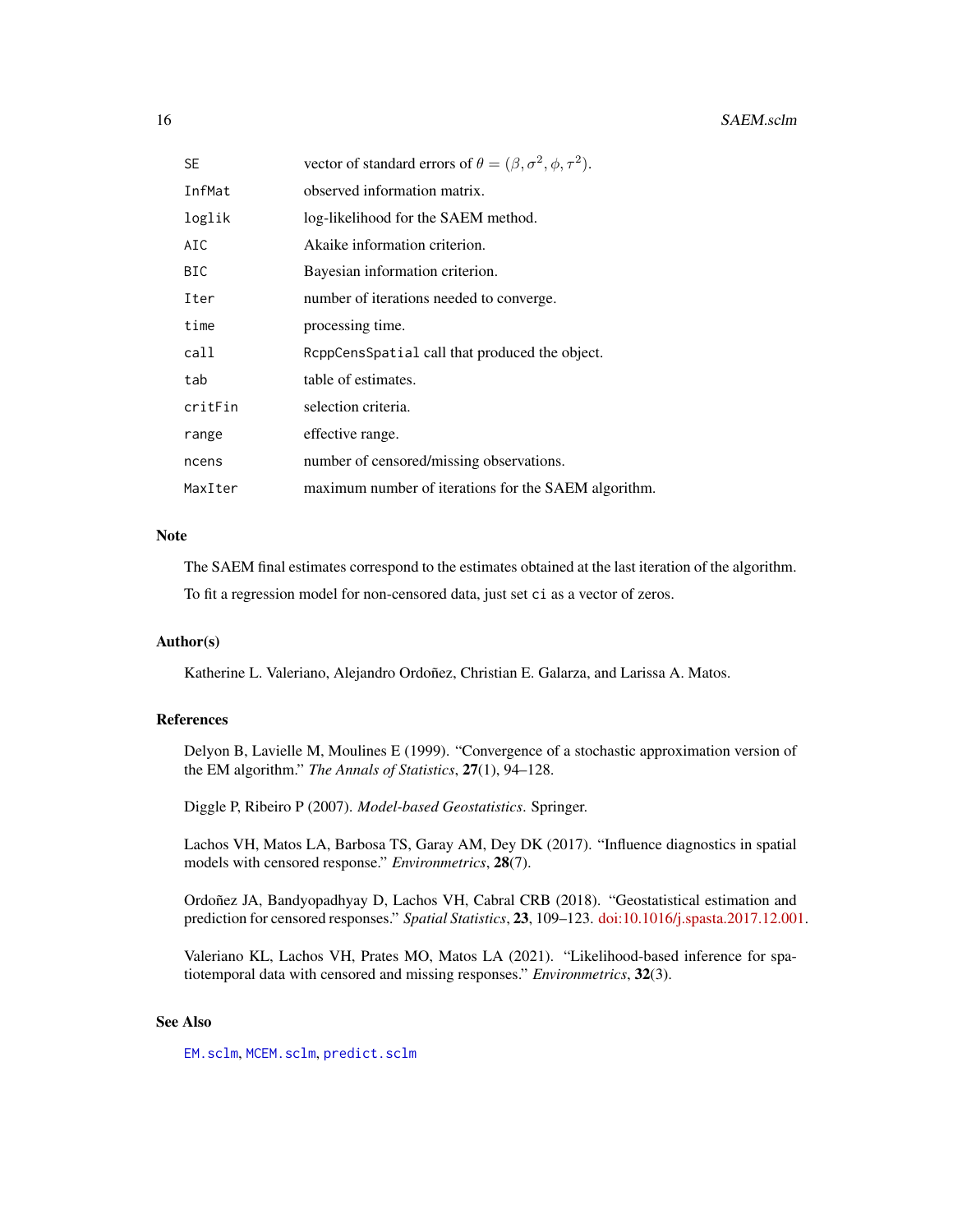| | |
|---|---|
| SE | vector of standard errors of $\theta = (\beta, \sigma^2, \phi, \tau^2)$. |
| InfMat | observed information matrix. |
| loglik | log-likelihood for the SAEM method. |
| AIC | Akaike information criterion. |
| BIC | Bayesian information criterion. |
| Iter | number of iterations needed to converge. |
| time | processing time. |
| call | `RcppCensSpatial` call that produced the object. |
| tab | table of estimates. |
| critFin | selection criteria. |
| range | effective range. |
| ncens | number of censored/missing observations. |
| MaxIter | maximum number of iterations for the SAEM algorithm. |

## Note

The SAEM final estimates correspond to the estimates obtained at the last iteration of the algorithm.

To fit a regression model for non-censored data, just set `ci` as a vector of zeros.

## Author(s)

Katherine L. Valeriano, Alejandro Ordoñez, Christian E. Galarza, and Larissa A. Matos.

## References

Delyon B, Lavielle M, Moulines E (1999). "Convergence of a stochastic approximation version of the EM algorithm." *The Annals of Statistics*, **27**(1), 94–128.

Diggle P, Ribeiro P (2007). *Model-based Geostatistics*. Springer.

Lachos VH, Matos LA, Barbosa TS, Garay AM, Dey DK (2017). "Influence diagnostics in spatial models with censored response." *Environmetrics*, **28**(7).

Ordoñez JA, Bandyopadhyay D, Lachos VH, Cabral CRB (2018). "Geostatistical estimation and prediction for censored responses." *Spatial Statistics*, **23**, 109–123. doi:10.1016/j.spasta.2017.12.001.

Valeriano KL, Lachos VH, Prates MO, Matos LA (2021). "Likelihood-based inference for spatiotemporal data with censored and missing responses." *Environmetrics*, **32**(3).

## See Also

`EM.sclm`, `MCEM.sclm`, `predict.sclm`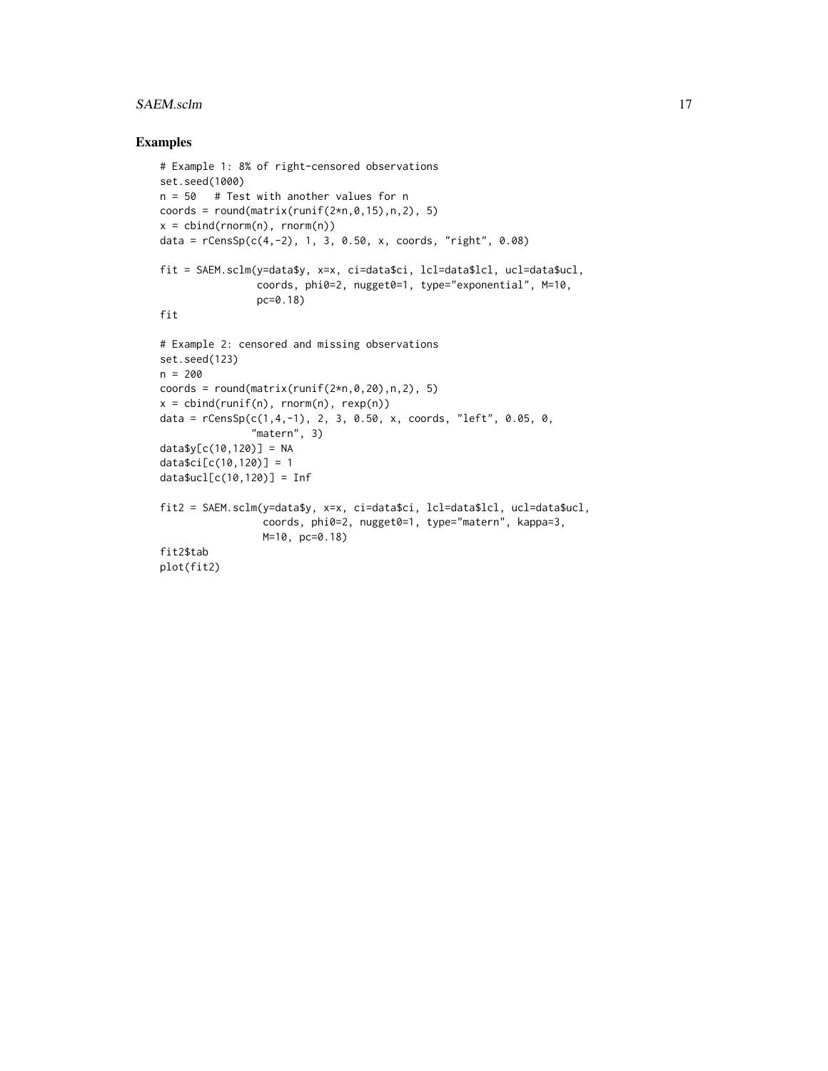## Examples

```
# Example 1: 8% of right-censored observations
set.seed(1000)
n = 50   # Test with another values for n
coords = round(matrix(runif(2*n,0,15),n,2), 5)
x = cbind(rnorm(n), rnorm(n))
data = rCensSp(c(4,-2), 1, 3, 0.50, x, coords, "right", 0.08)

fit = SAEM.sclm(y=data$y, x=x, ci=data$ci, lcl=data$lcl, ucl=data$ucl,
                coords, phi0=2, nugget0=1, type="exponential", M=10,
                pc=0.18)
fit

# Example 2: censored and missing observations
set.seed(123)
n = 200
coords = round(matrix(runif(2*n,0,20),n,2), 5)
x = cbind(runif(n), rnorm(n), rexp(n))
data = rCensSp(c(1,4,-1), 2, 3, 0.50, x, coords, "left", 0.05, 0,
               "matern", 3)
data$y[c(10,120)] = NA
data$ci[c(10,120)] = 1
data$ucl[c(10,120)] = Inf

fit2 = SAEM.sclm(y=data$y, x=x, ci=data$ci, lcl=data$lcl, ucl=data$ucl,
                 coords, phi0=2, nugget0=1, type="matern", kappa=3,
                 M=10, pc=0.18)
fit2$tab
plot(fit2)
```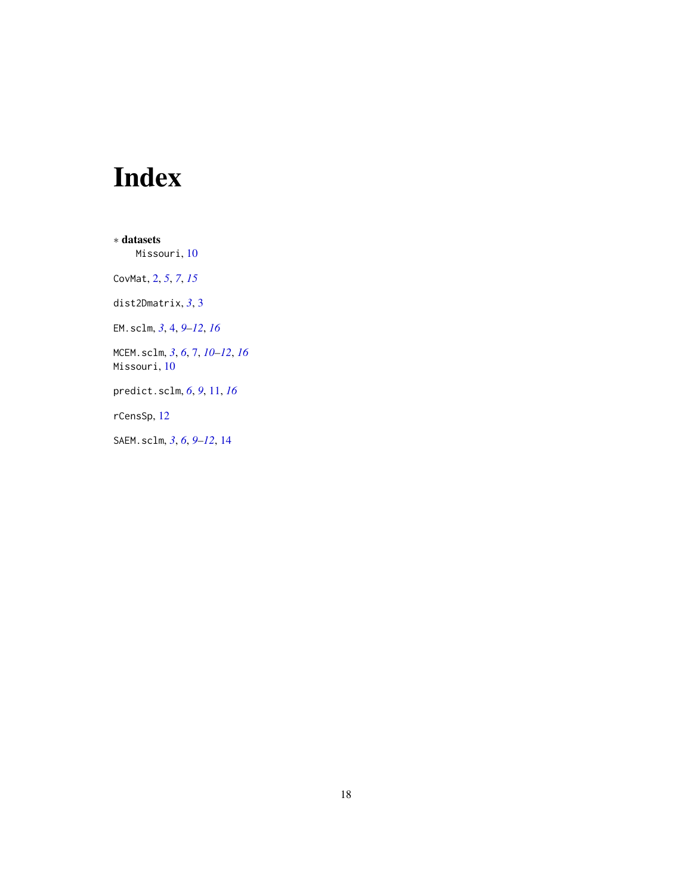# Index

∗ **datasets**

Missouri, 10

CovMat, 2, *5*, *7*, *15*

dist2Dmatrix, *3*, 3

EM.sclm, *3*, 4, *9–12*, *16*

MCEM.sclm, *3*, *6*, 7, *10–12*, *16*

Missouri, 10

predict.sclm, *6*, *9*, 11, *16*

rCensSp, 12

SAEM.sclm, *3*, *6*, *9–12*, 14